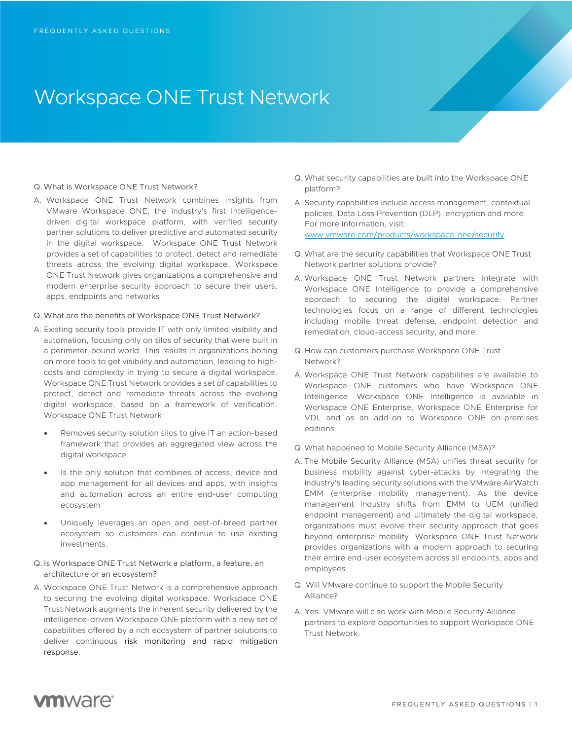FREQUENTLY ASKED QUESTIONS

# Workspace ONE Trust Network

Q. What is Workspace ONE Trust Network?

A. Workspace ONE Trust Network combines insights from VMware Workspace ONE, the industry's first Intelligence-driven digital workspace platform, with verified security partner solutions to deliver predictive and automated security in the digital workspace. Workspace ONE Trust Network provides a set of capabilities to protect, detect and remediate threats across the evolving digital workspace. Workspace ONE Trust Network gives organizations a comprehensive and modern enterprise security approach to secure their users, apps, endpoints and networks

Q. What are the benefits of Workspace ONE Trust Network?

A. Existing security tools provide IT with only limited visibility and automation, focusing only on silos of security that were built in a perimeter-bound world. This results in organizations bolting on more tools to get visibility and automation, leading to high-costs and complexity in trying to secure a digital workspace. Workspace ONE Trust Network provides a set of capabilities to protect, detect and remediate threats across the evolving digital workspace, based on a framework of verification. Workspace ONE Trust Network:

- Removes security solution silos to give IT an action-based framework that provides an aggregated view across the digital workspace
- Is the only solution that combines of access, device and app management for all devices and apps, with insights and automation across an entire end-user computing ecosystem
- Uniquely leverages an open and best-of-breed partner ecosystem so customers can continue to use existing investments.

Q. Is Workspace ONE Trust Network a platform, a feature, an architecture or an ecosystem?

A. Workspace ONE Trust Network is a comprehensive approach to securing the evolving digital workspace. Workspace ONE Trust Network augments the inherent security delivered by the intelligence-driven Workspace ONE platform with a new set of capabilities offered by a rich ecosystem of partner solutions to deliver continuous risk monitoring and rapid mitigation response.

Q. What security capabilities are built into the Workspace ONE platform?

A. Security capabilities include access management, contextual policies, Data Loss Prevention (DLP), encryption and more. For more information, visit: www.vmware.com/products/workspace-one/security.

Q. What are the security capabilities that Workspace ONE Trust Network partner solutions provide?

A. Workspace ONE Trust Network partners integrate with Workspace ONE Intelligence to provide a comprehensive approach to securing the digital workspace. Partner technologies focus on a range of different technologies including mobile threat defense, endpoint detection and remediation, cloud-access security, and more.

Q. How can customers purchase Workspace ONE Trust Network?

A. Workspace ONE Trust Network capabilities are available to Workspace ONE customers who have Workspace ONE Intelligence. Workspace ONE Intelligence is available in Workspace ONE Enterprise, Workspace ONE Enterprise for VDI, and as an add-on to Workspace ONE on-premises editions.

Q. What happened to Mobile Security Alliance (MSA)?

A. The Mobile Security Alliance (MSA) unifies threat security for business mobility against cyber-attacks by integrating the industry's leading security solutions with the VMware AirWatch EMM (enterprise mobility management). As the device management industry shifts from EMM to UEM (unified endpoint management) and ultimately the digital workspace, organizations must evolve their security approach that goes beyond enterprise mobility. Workspace ONE Trust Network provides organizations with a modern approach to securing their entire end-user ecosystem across all endpoints, apps and employees.

Q. Will VMware continue to support the Mobile Security Alliance?

A. Yes. VMware will also work with Mobile Security Alliance partners to explore opportunities to support Workspace ONE Trust Network.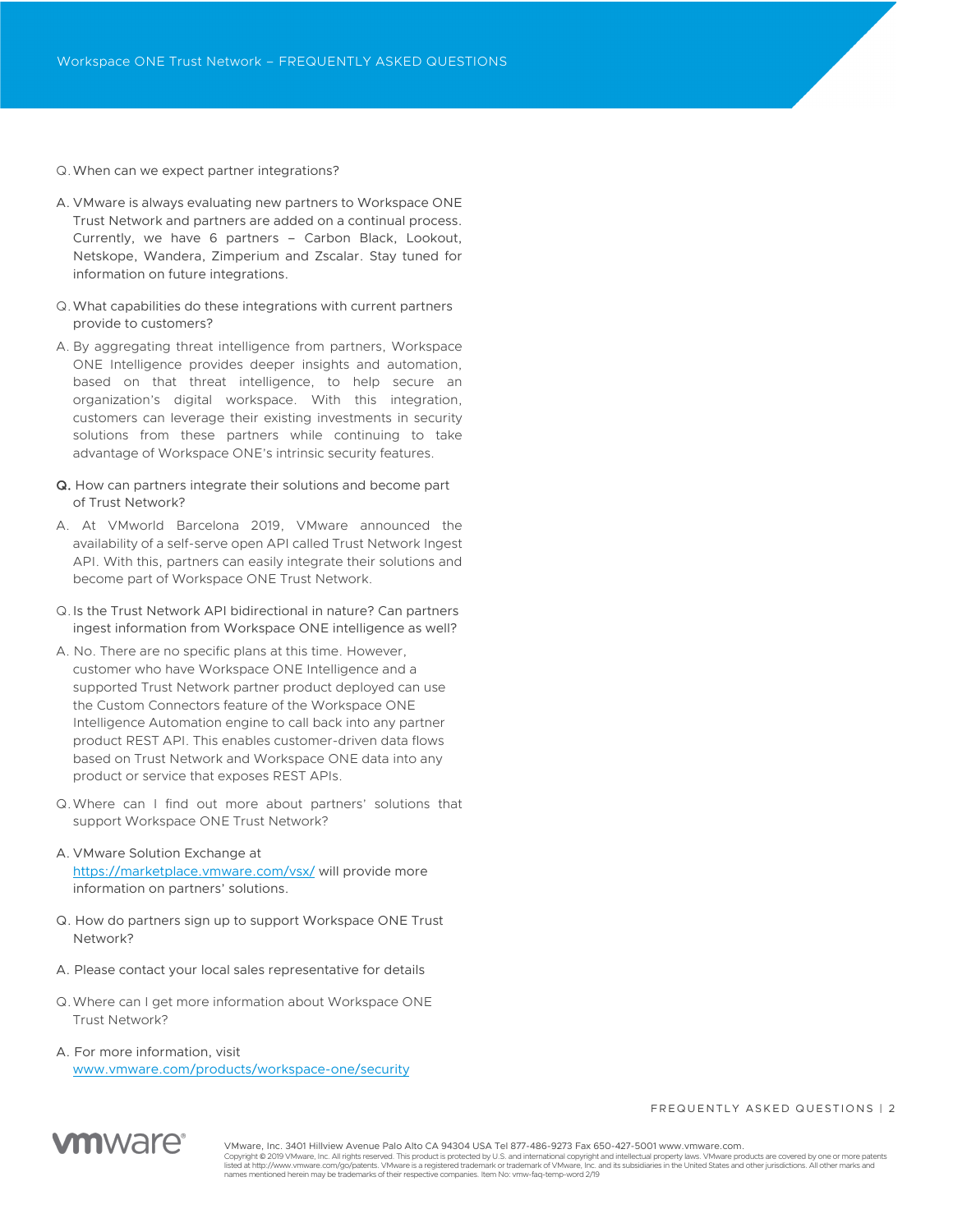Q. When can we expect partner integrations?

A. VMware is always evaluating new partners to Workspace ONE Trust Network and partners are added on a continual process. Currently, we have 6 partners – Carbon Black, Lookout, Netskope, Wandera, Zimperium and Zscalar. Stay tuned for information on future integrations.

Q. What capabilities do these integrations with current partners provide to customers?

A. By aggregating threat intelligence from partners, Workspace ONE Intelligence provides deeper insights and automation, based on that threat intelligence, to help secure an organization's digital workspace. With this integration, customers can leverage their existing investments in security solutions from these partners while continuing to take advantage of Workspace ONE's intrinsic security features.

**Q.** How can partners integrate their solutions and become part of Trust Network?

A. At VMworld Barcelona 2019, VMware announced the availability of a self-serve open API called Trust Network Ingest API. With this, partners can easily integrate their solutions and become part of Workspace ONE Trust Network.

Q. Is the Trust Network API bidirectional in nature? Can partners ingest information from Workspace ONE intelligence as well?

A. No. There are no specific plans at this time. However, customer who have Workspace ONE Intelligence and a supported Trust Network partner product deployed can use the Custom Connectors feature of the Workspace ONE Intelligence Automation engine to call back into any partner product REST API. This enables customer-driven data flows based on Trust Network and Workspace ONE data into any product or service that exposes REST APIs.

Q. Where can I find out more about partners' solutions that support Workspace ONE Trust Network?

A. VMware Solution Exchange at https://marketplace.vmware.com/vsx/ will provide more information on partners' solutions.

Q. How do partners sign up to support Workspace ONE Trust Network?

A. Please contact your local sales representative for details

Q. Where can I get more information about Workspace ONE Trust Network?

A. For more information, visit www.vmware.com/products/workspace-one/security

VMware, Inc. 3401 Hillview Avenue Palo Alto CA 94304 USA Tel 877-486-9273 Fax 650-427-5001 www.vmware.com.
Copyright © 2019 VMware, Inc. All rights reserved. This product is protected by U.S. and international copyright and intellectual property laws. VMware products are covered by one or more patents listed at http://www.vmware.com/go/patents. VMware is a registered trademark or trademark of VMware, Inc. and its subsidiaries in the United States and other jurisdictions. All other marks and names mentioned herein may be trademarks of their respective companies. Item No: vmw-faq-temp-word 2/19